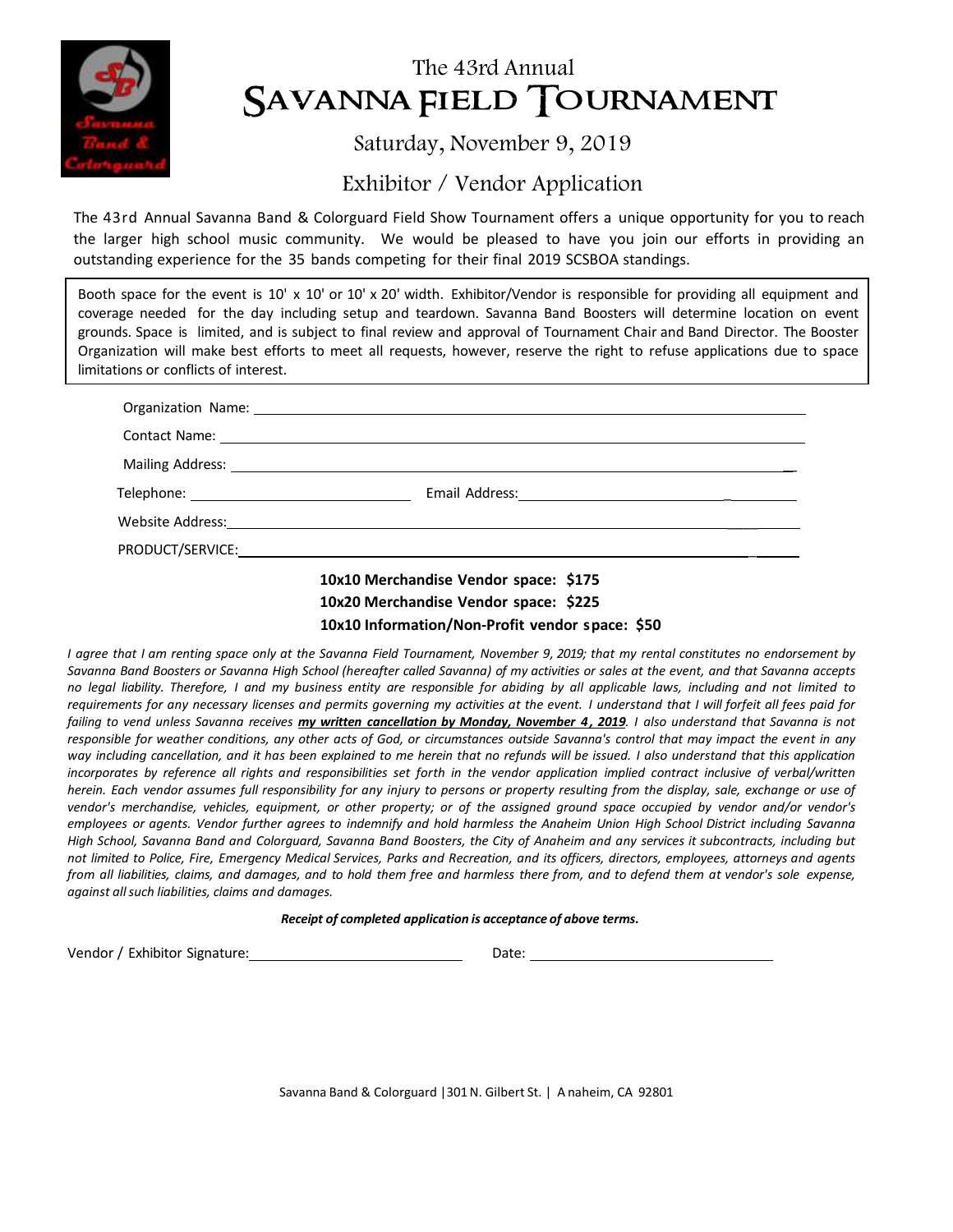# The 43rd Annual
# SAVANNA FIELD TOURNAMENT

## Saturday, November 9, 2019

## Exhibitor / Vendor Application

The 43rd Annual Savanna Band & Colorguard Field Show Tournament offers a unique opportunity for you to reach the larger high school music community. We would be pleased to have you join our efforts in providing an outstanding experience for the 35 bands competing for their final 2019 SCSBOA standings.

Booth space for the event is 10' x 10' or 10' x 20' width. Exhibitor/Vendor is responsible for providing all equipment and coverage needed for the day including setup and teardown. Savanna Band Boosters will determine location on event grounds. Space is limited, and is subject to final review and approval of Tournament Chair and Band Director. The Booster Organization will make best efforts to meet all requests, however, reserve the right to refuse applications due to space limitations or conflicts of interest.

Organization Name: ____________________________________________

Contact Name: ____________________________________________

Mailing Address: ____________________________________________

Telephone: ______________________ Email Address: ______________________

Website Address: ____________________________________________

PRODUCT/SERVICE: ____________________________________________

**10x10 Merchandise Vendor space: $175**

**10x20 Merchandise Vendor space: $225**

**10x10 Information/Non-Profit vendor space: $50**

*I agree that I am renting space only at the Savanna Field Tournament, November 9, 2019; that my rental constitutes no endorsement by Savanna Band Boosters or Savanna High School (hereafter called Savanna) of my activities or sales at the event, and that Savanna accepts no legal liability. Therefore, I and my business entity are responsible for abiding by all applicable laws, including and not limited to requirements for any necessary licenses and permits governing my activities at the event. I understand that I will forfeit all fees paid for failing to vend unless Savanna receives **my written cancellation by Monday, November 4, 2019**. I also understand that Savanna is not responsible for weather conditions, any other acts of God, or circumstances outside Savanna's control that may impact the event in any way including cancellation, and it has been explained to me herein that no refunds will be issued. I also understand that this application incorporates by reference all rights and responsibilities set forth in the vendor application implied contract inclusive of verbal/written herein. Each vendor assumes full responsibility for any injury to persons or property resulting from the display, sale, exchange or use of vendor's merchandise, vehicles, equipment, or other property; or of the assigned ground space occupied by vendor and/or vendor's employees or agents. Vendor further agrees to indemnify and hold harmless the Anaheim Union High School District including Savanna High School, Savanna Band and Colorguard, Savanna Band Boosters, the City of Anaheim and any services it subcontracts, including but not limited to Police, Fire, Emergency Medical Services, Parks and Recreation, and its officers, directors, employees, attorneys and agents from all liabilities, claims, and damages, and to hold them free and harmless there from, and to defend them at vendor's sole expense, against all such liabilities, claims and damages.*

***Receipt of completed application is acceptance of above terms.***

Vendor / Exhibitor Signature: ______________________ Date: ______________________

Savanna Band & Colorguard | 301 N. Gilbert St. | Anaheim, CA 92801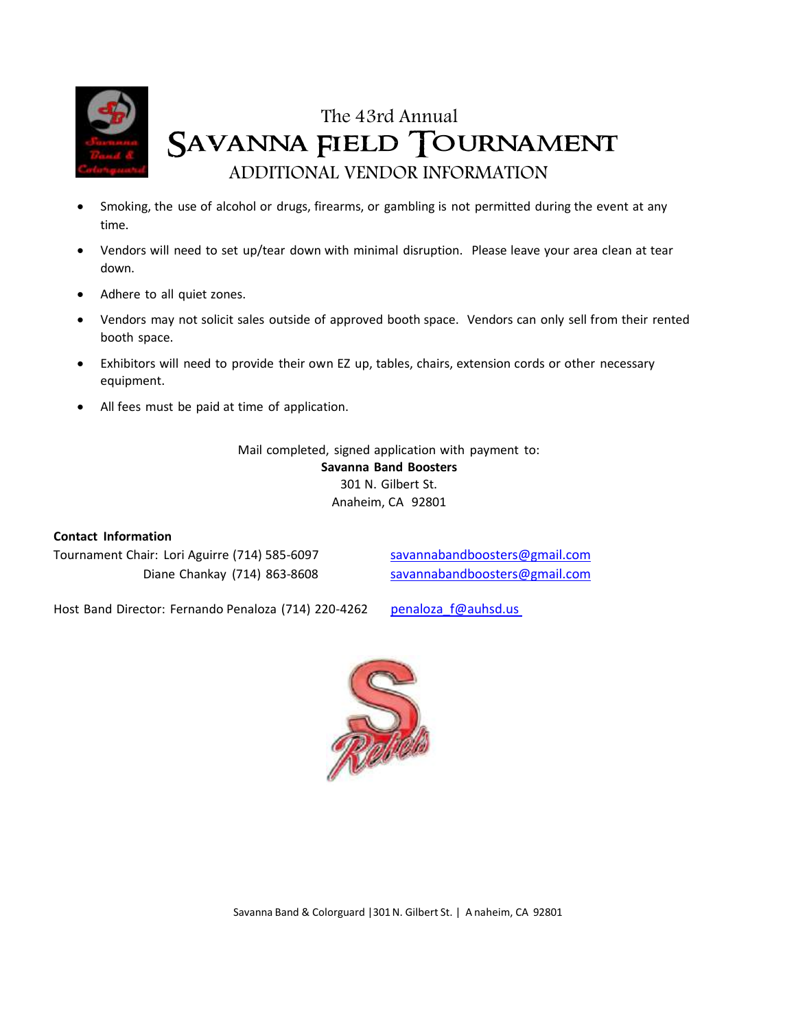The 43rd Annual

# Savanna Field Tournament

## ADDITIONAL VENDOR INFORMATION

- Smoking, the use of alcohol or drugs, firearms, or gambling is not permitted during the event at any time.
- Vendors will need to set up/tear down with minimal disruption. Please leave your area clean at tear down.
- Adhere to all quiet zones.
- Vendors may not solicit sales outside of approved booth space. Vendors can only sell from their rented booth space.
- Exhibitors will need to provide their own EZ up, tables, chairs, extension cords or other necessary equipment.
- All fees must be paid at time of application.

Mail completed, signed application with payment to:
**Savanna Band Boosters**
301 N. Gilbert St.
Anaheim, CA 92801

**Contact Information**

Tournament Chair: Lori Aguirre (714) 585-6097 savannabandboosters@gmail.com
Diane Chankay (714) 863-8608 savannabandboosters@gmail.com

Host Band Director: Fernando Penaloza (714) 220-4262 penaloza_f@auhsd.us